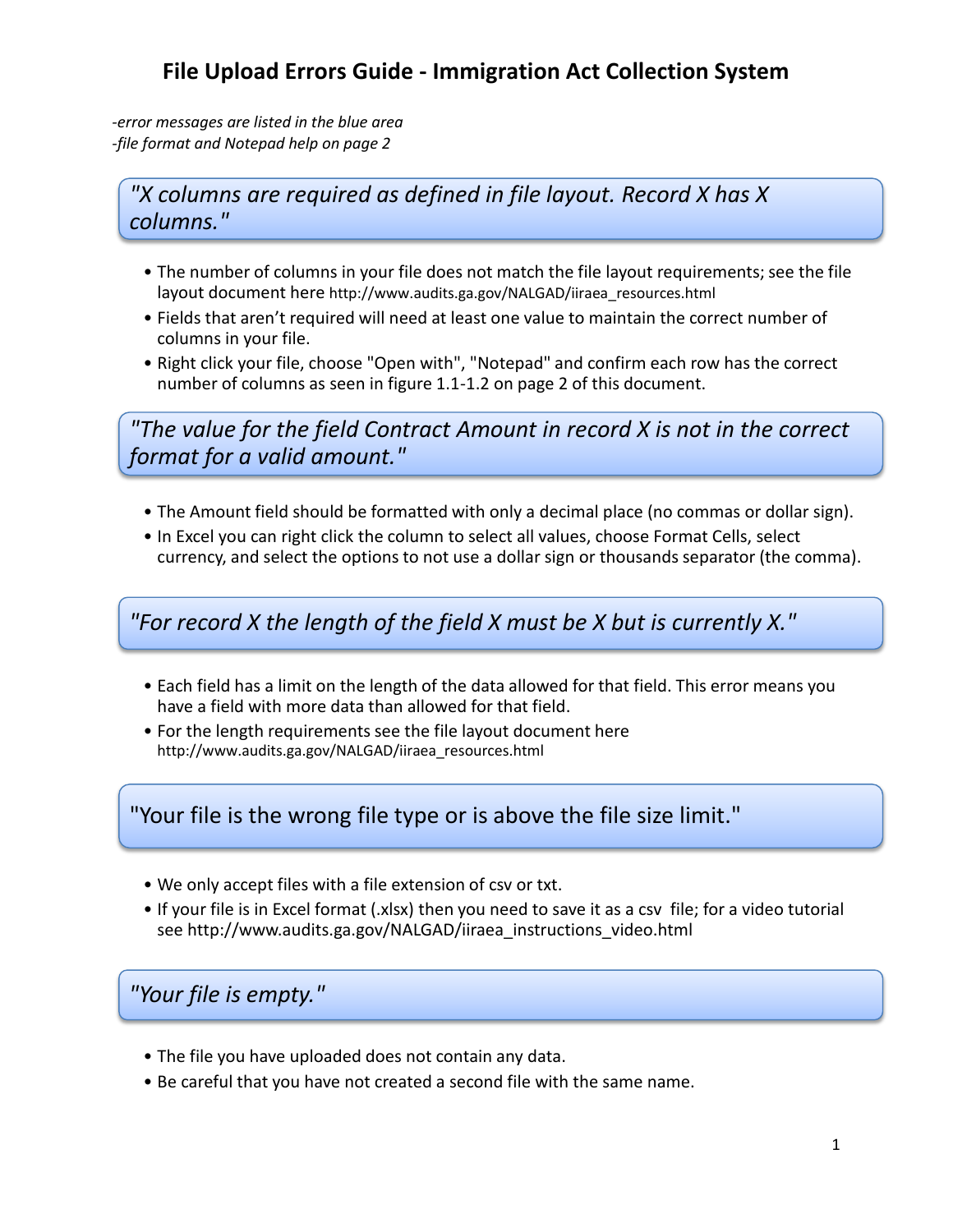# File Upload Errors Guide - Immigration Act Collection System

*-error messages are listed in the blue area*
*-file format and Notepad help on page 2*

## *"X columns are required as defined in file layout. Record X has X columns."*

- The number of columns in your file does not match the file layout requirements; see the file layout document here http://www.audits.ga.gov/NALGAD/iiraea_resources.html
- Fields that aren't required will need at least one value to maintain the correct number of columns in your file.
- Right click your file, choose "Open with", "Notepad" and confirm each row has the correct number of columns as seen in figure 1.1-1.2 on page 2 of this document.

## *"The value for the field Contract Amount in record X is not in the correct format for a valid amount."*

- The Amount field should be formatted with only a decimal place (no commas or dollar sign).
- In Excel you can right click the column to select all values, choose Format Cells, select currency, and select the options to not use a dollar sign or thousands separator (the comma).

## *"For record X the length of the field X must be X but is currently X."*

- Each field has a limit on the length of the data allowed for that field. This error means you have a field with more data than allowed for that field.
- For the length requirements see the file layout document here http://www.audits.ga.gov/NALGAD/iiraea_resources.html

## "Your file is the wrong file type or is above the file size limit."

- We only accept files with a file extension of csv or txt.
- If your file is in Excel format (.xlsx) then you need to save it as a csv file; for a video tutorial see http://www.audits.ga.gov/NALGAD/iiraea_instructions_video.html

## *"Your file is empty."*

- The file you have uploaded does not contain any data.
- Be careful that you have not created a second file with the same name.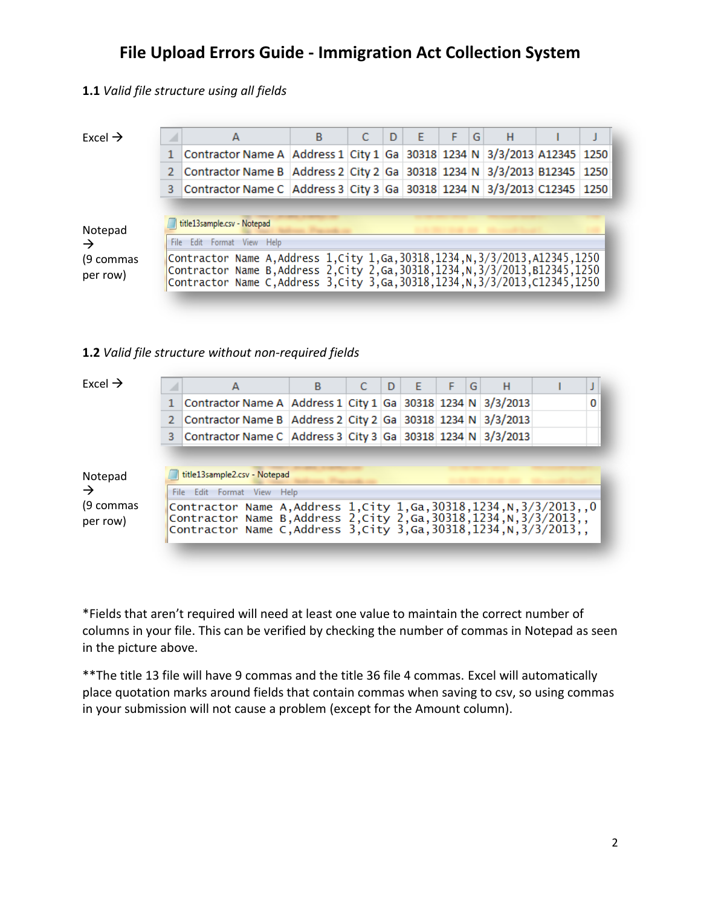# File Upload Errors Guide - Immigration Act Collection System

**1.1** *Valid file structure using all fields*

Excel →

| | A | B | C | D | E | F | G | H | I | J |
|---|---|---|---|---|---|---|---|---|---|---|
| 1 | Contractor Name A | Address 1 | City 1 | Ga | 30318 | 1234 | N | 3/3/2013 | A12345 | 1250 |
| 2 | Contractor Name B | Address 2 | City 2 | Ga | 30318 | 1234 | N | 3/3/2013 | B12345 | 1250 |
| 3 | Contractor Name C | Address 3 | City 3 | Ga | 30318 | 1234 | N | 3/3/2013 | C12345 | 1250 |

Notepad → (9 commas per row)

title13sample.csv - Notepad

```
Contractor Name A,Address 1,City 1,Ga,30318,1234,N,3/3/2013,A12345,1250
Contractor Name B,Address 2,City 2,Ga,30318,1234,N,3/3/2013,B12345,1250
Contractor Name C,Address 3,City 3,Ga,30318,1234,N,3/3/2013,C12345,1250
```

**1.2** *Valid file structure without non-required fields*

Excel →

| | A | B | C | D | E | F | G | H | I | J |
|---|---|---|---|---|---|---|---|---|---|---|
| 1 | Contractor Name A | Address 1 | City 1 | Ga | 30318 | 1234 | N | 3/3/2013 | | 0 |
| 2 | Contractor Name B | Address 2 | City 2 | Ga | 30318 | 1234 | N | 3/3/2013 | | |
| 3 | Contractor Name C | Address 3 | City 3 | Ga | 30318 | 1234 | N | 3/3/2013 | | |

Notepad → (9 commas per row)

title13sample2.csv - Notepad

```
Contractor Name A,Address 1,City 1,Ga,30318,1234,N,3/3/2013,,0
Contractor Name B,Address 2,City 2,Ga,30318,1234,N,3/3/2013,,
Contractor Name C,Address 3,City 3,Ga,30318,1234,N,3/3/2013,,
```

*Fields that aren't required will need at least one value to maintain the correct number of columns in your file. This can be verified by checking the number of commas in Notepad as seen in the picture above.

**The title 13 file will have 9 commas and the title 36 file 4 commas. Excel will automatically place quotation marks around fields that contain commas when saving to csv, so using commas in your submission will not cause a problem (except for the Amount column).